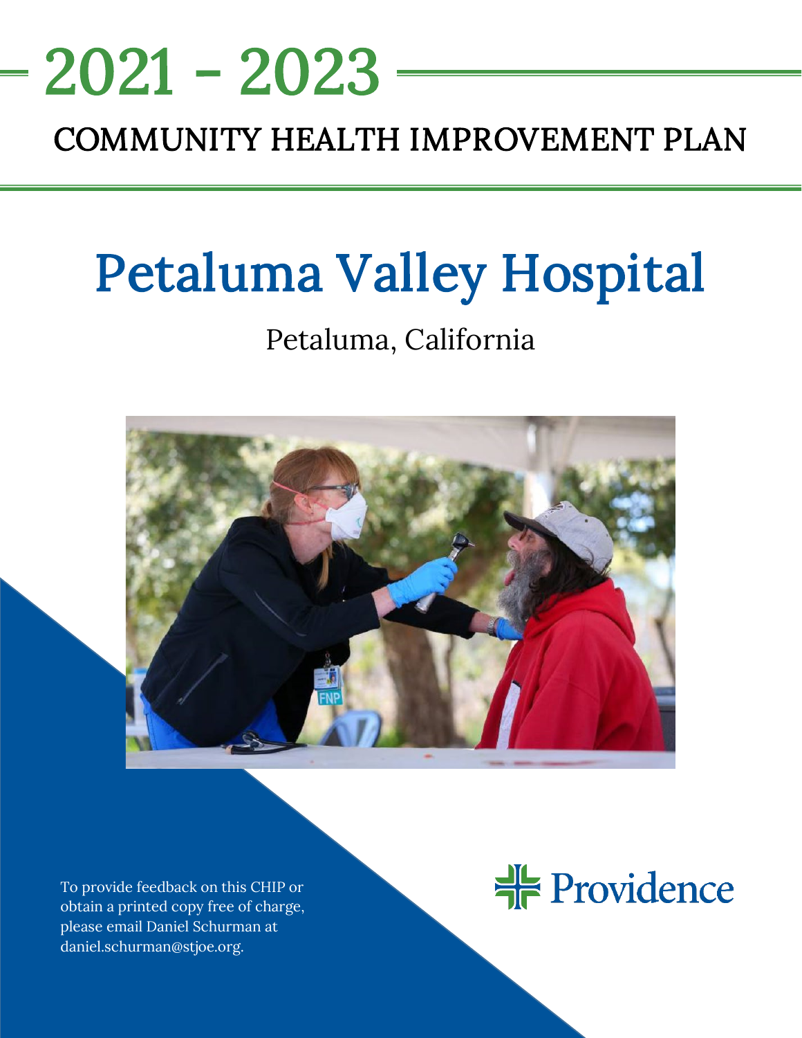# 2021 - 2023

## COMMUNITY HEALTH IMPROVEMENT PLAN

# Petaluma Valley Hospital

Petaluma, California

To provide feedback on this CHIP or obtain a printed copy free of charge, please email Daniel Schurman at daniel.schurman@stjoe.org.

Providence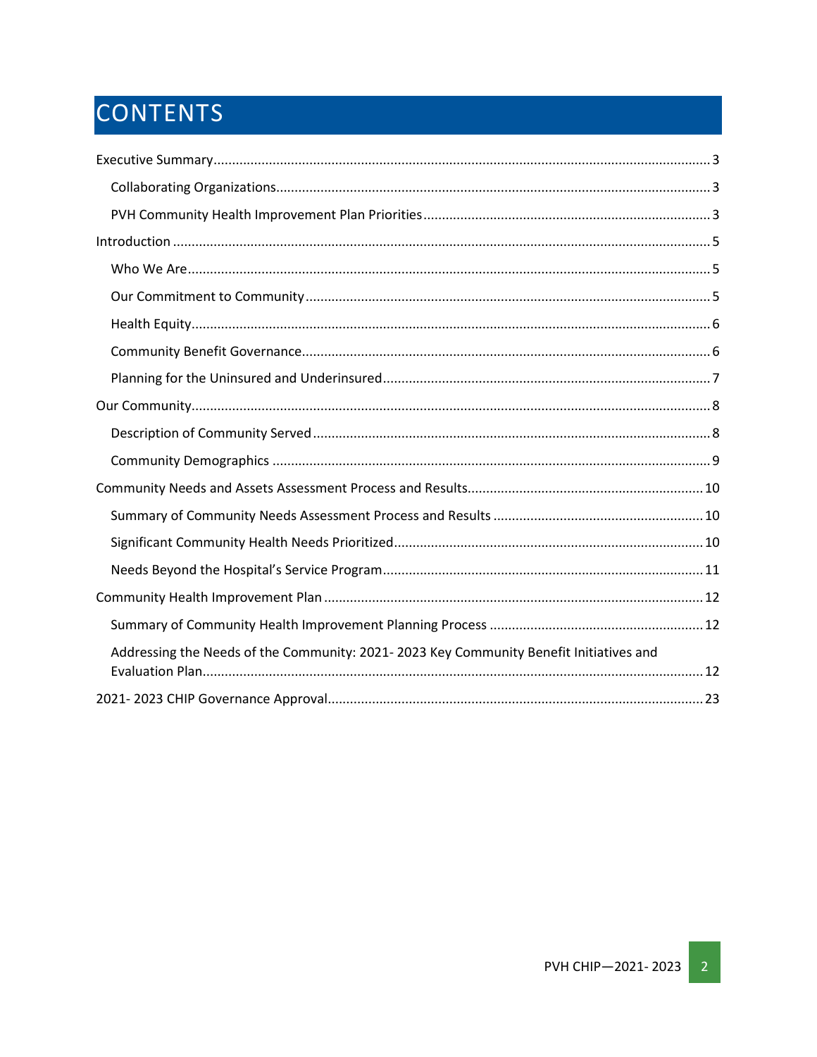# CONTENTS

- Executive Summary ..... 3
  - Collaborating Organizations ..... 3
  - PVH Community Health Improvement Plan Priorities ..... 3
- Introduction ..... 5
  - Who We Are ..... 5
  - Our Commitment to Community ..... 5
  - Health Equity ..... 6
  - Community Benefit Governance ..... 6
  - Planning for the Uninsured and Underinsured ..... 7
- Our Community ..... 8
  - Description of Community Served ..... 8
  - Community Demographics ..... 9
- Community Needs and Assets Assessment Process and Results ..... 10
  - Summary of Community Needs Assessment Process and Results ..... 10
  - Significant Community Health Needs Prioritized ..... 10
  - Needs Beyond the Hospital's Service Program ..... 11
- Community Health Improvement Plan ..... 12
  - Summary of Community Health Improvement Planning Process ..... 12
  - Addressing the Needs of the Community: 2021- 2023 Key Community Benefit Initiatives and Evaluation Plan ..... 12
- 2021- 2023 CHIP Governance Approval ..... 23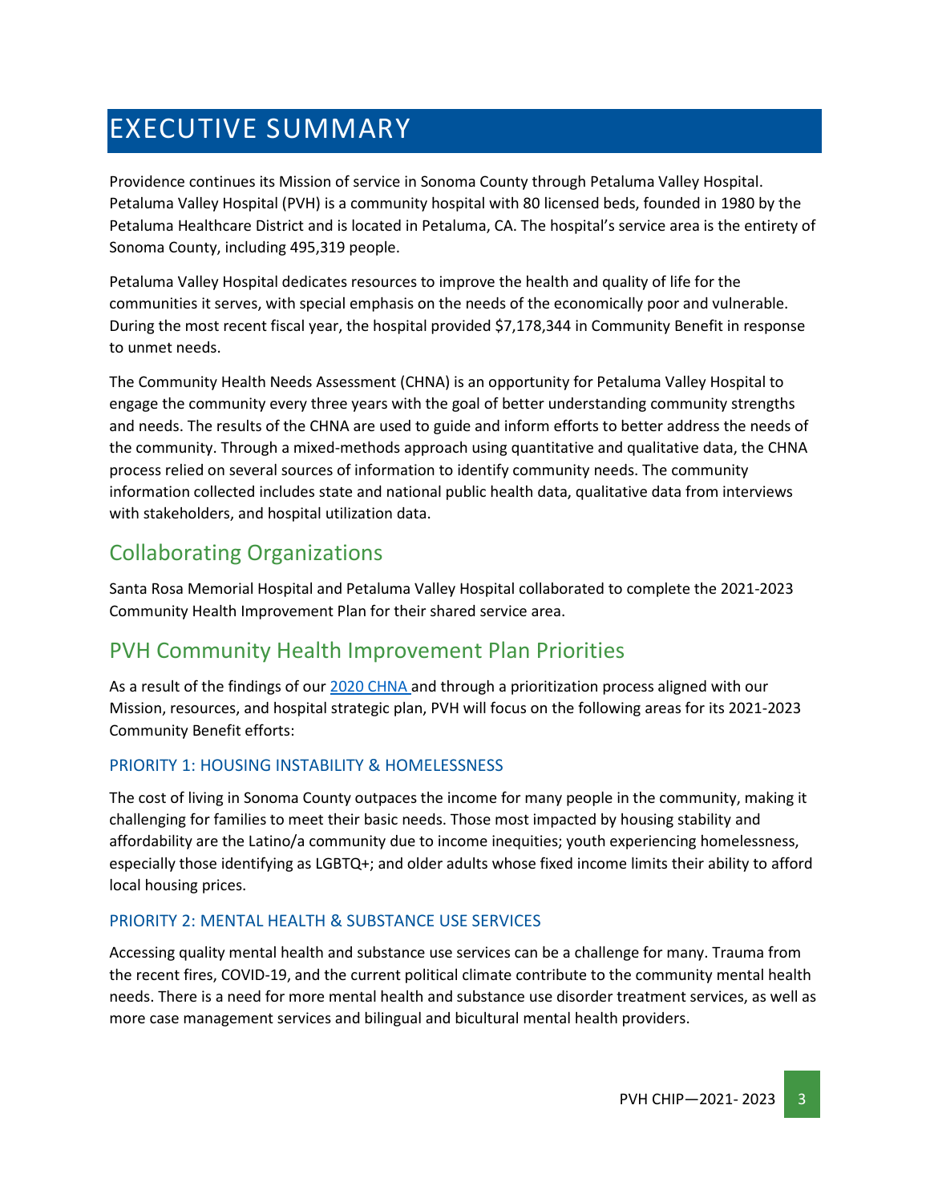# EXECUTIVE SUMMARY

Providence continues its Mission of service in Sonoma County through Petaluma Valley Hospital. Petaluma Valley Hospital (PVH) is a community hospital with 80 licensed beds, founded in 1980 by the Petaluma Healthcare District and is located in Petaluma, CA. The hospital's service area is the entirety of Sonoma County, including 495,319 people.

Petaluma Valley Hospital dedicates resources to improve the health and quality of life for the communities it serves, with special emphasis on the needs of the economically poor and vulnerable. During the most recent fiscal year, the hospital provided $7,178,344 in Community Benefit in response to unmet needs.

The Community Health Needs Assessment (CHNA) is an opportunity for Petaluma Valley Hospital to engage the community every three years with the goal of better understanding community strengths and needs. The results of the CHNA are used to guide and inform efforts to better address the needs of the community. Through a mixed-methods approach using quantitative and qualitative data, the CHNA process relied on several sources of information to identify community needs. The community information collected includes state and national public health data, qualitative data from interviews with stakeholders, and hospital utilization data.

## Collaborating Organizations

Santa Rosa Memorial Hospital and Petaluma Valley Hospital collaborated to complete the 2021-2023 Community Health Improvement Plan for their shared service area.

## PVH Community Health Improvement Plan Priorities

As a result of the findings of our 2020 CHNA and through a prioritization process aligned with our Mission, resources, and hospital strategic plan, PVH will focus on the following areas for its 2021-2023 Community Benefit efforts:

### PRIORITY 1: HOUSING INSTABILITY & HOMELESSNESS

The cost of living in Sonoma County outpaces the income for many people in the community, making it challenging for families to meet their basic needs. Those most impacted by housing stability and affordability are the Latino/a community due to income inequities; youth experiencing homelessness, especially those identifying as LGBTQ+; and older adults whose fixed income limits their ability to afford local housing prices.

### PRIORITY 2: MENTAL HEALTH & SUBSTANCE USE SERVICES

Accessing quality mental health and substance use services can be a challenge for many. Trauma from the recent fires, COVID-19, and the current political climate contribute to the community mental health needs. There is a need for more mental health and substance use disorder treatment services, as well as more case management services and bilingual and bicultural mental health providers.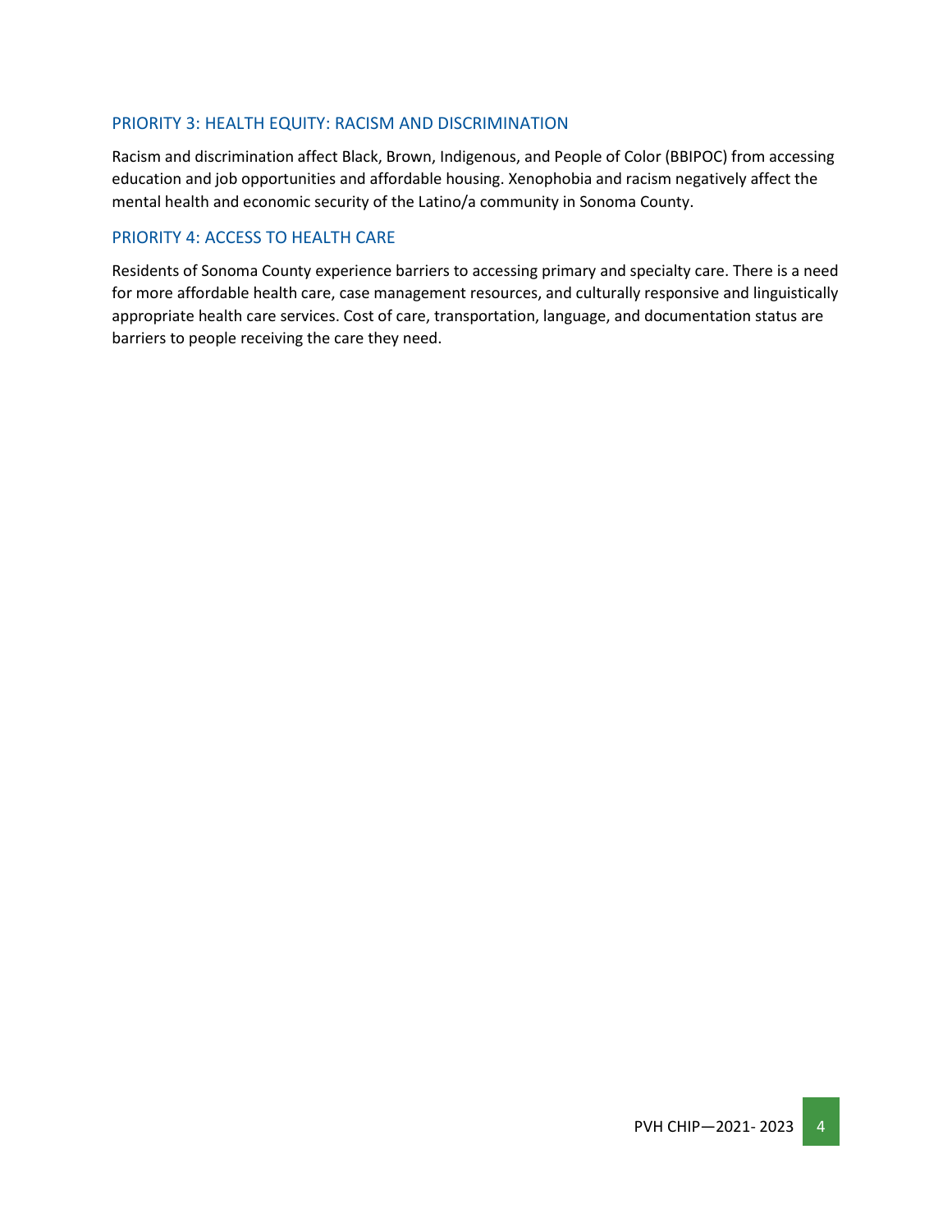## PRIORITY 3: HEALTH EQUITY: RACISM AND DISCRIMINATION

Racism and discrimination affect Black, Brown, Indigenous, and People of Color (BBIPOC) from accessing education and job opportunities and affordable housing. Xenophobia and racism negatively affect the mental health and economic security of the Latino/a community in Sonoma County.

## PRIORITY 4: ACCESS TO HEALTH CARE

Residents of Sonoma County experience barriers to accessing primary and specialty care. There is a need for more affordable health care, case management resources, and culturally responsive and linguistically appropriate health care services. Cost of care, transportation, language, and documentation status are barriers to people receiving the care they need.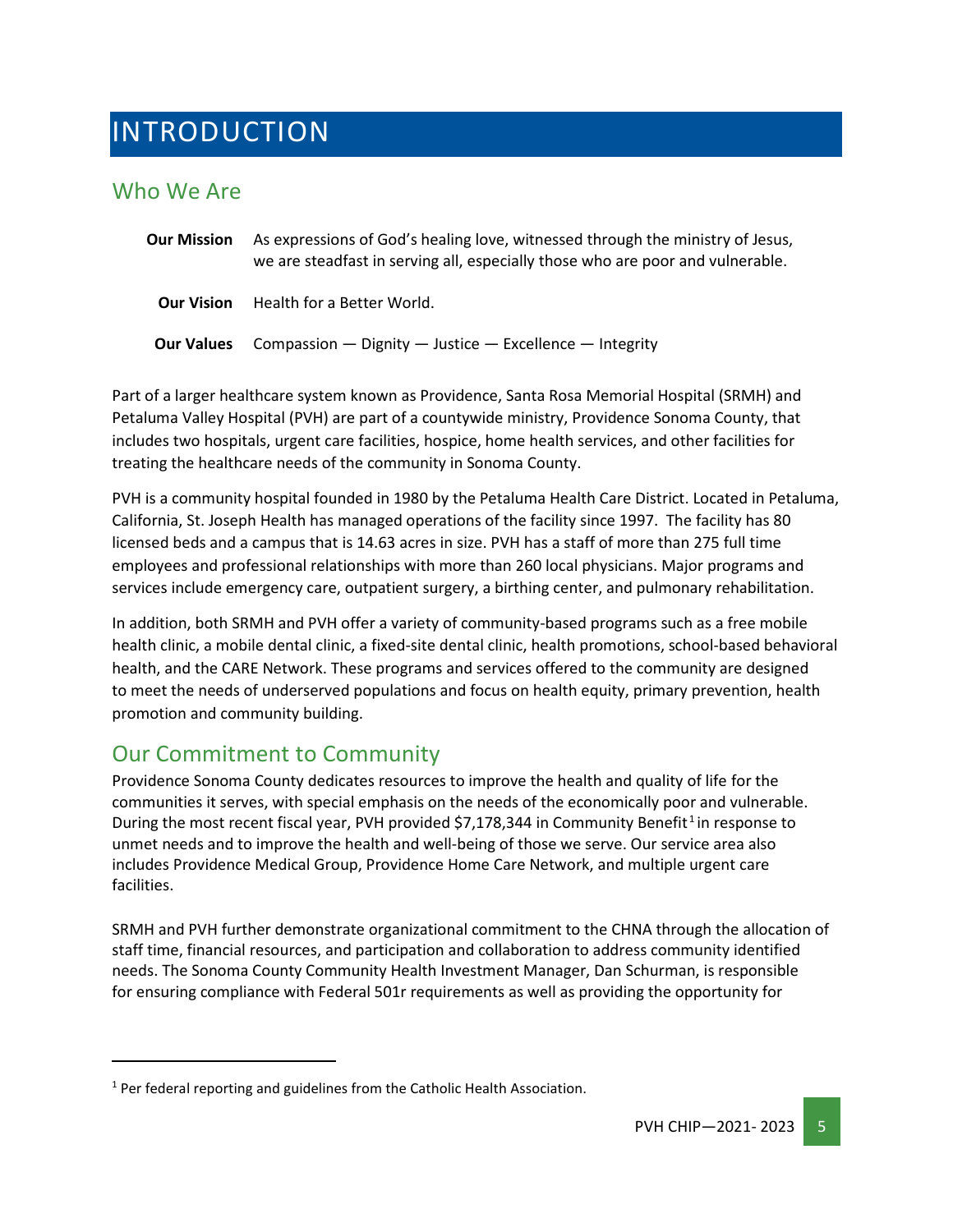# INTRODUCTION

## Who We Are

**Our Mission** As expressions of God's healing love, witnessed through the ministry of Jesus, we are steadfast in serving all, especially those who are poor and vulnerable.

**Our Vision** Health for a Better World.

**Our Values** Compassion — Dignity — Justice — Excellence — Integrity

Part of a larger healthcare system known as Providence, Santa Rosa Memorial Hospital (SRMH) and Petaluma Valley Hospital (PVH) are part of a countywide ministry, Providence Sonoma County, that includes two hospitals, urgent care facilities, hospice, home health services, and other facilities for treating the healthcare needs of the community in Sonoma County.

PVH is a community hospital founded in 1980 by the Petaluma Health Care District. Located in Petaluma, California, St. Joseph Health has managed operations of the facility since 1997. The facility has 80 licensed beds and a campus that is 14.63 acres in size. PVH has a staff of more than 275 full time employees and professional relationships with more than 260 local physicians. Major programs and services include emergency care, outpatient surgery, a birthing center, and pulmonary rehabilitation.

In addition, both SRMH and PVH offer a variety of community-based programs such as a free mobile health clinic, a mobile dental clinic, a fixed-site dental clinic, health promotions, school-based behavioral health, and the CARE Network. These programs and services offered to the community are designed to meet the needs of underserved populations and focus on health equity, primary prevention, health promotion and community building.

## Our Commitment to Community

Providence Sonoma County dedicates resources to improve the health and quality of life for the communities it serves, with special emphasis on the needs of the economically poor and vulnerable. During the most recent fiscal year, PVH provided $7,178,344 in Community Benefit[1] in response to unmet needs and to improve the health and well-being of those we serve. Our service area also includes Providence Medical Group, Providence Home Care Network, and multiple urgent care facilities.

SRMH and PVH further demonstrate organizational commitment to the CHNA through the allocation of staff time, financial resources, and participation and collaboration to address community identified needs. The Sonoma County Community Health Investment Manager, Dan Schurman, is responsible for ensuring compliance with Federal 501r requirements as well as providing the opportunity for

[1] Per federal reporting and guidelines from the Catholic Health Association.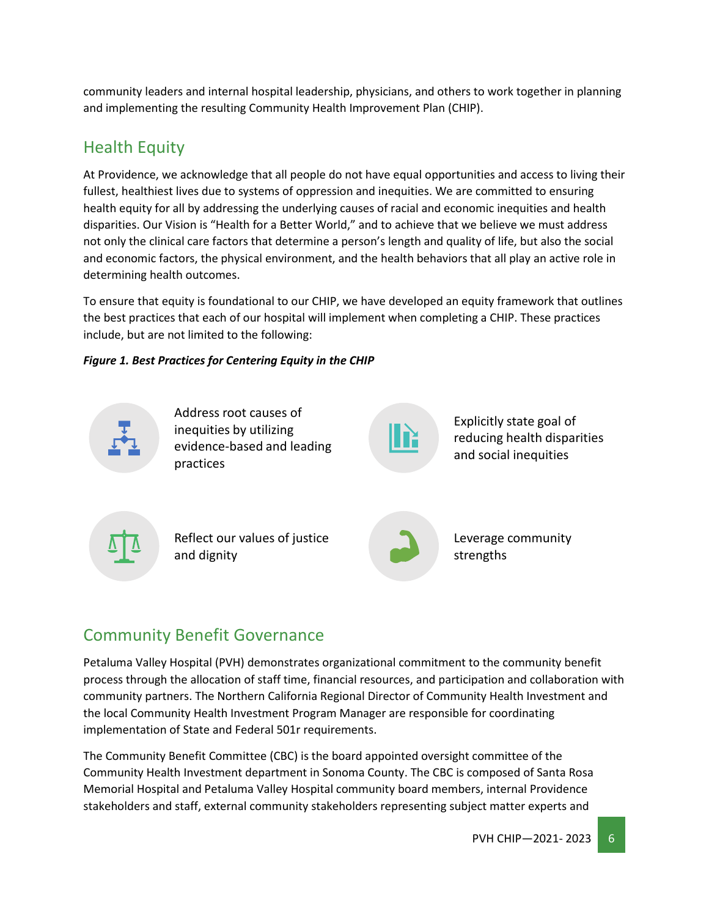community leaders and internal hospital leadership, physicians, and others to work together in planning and implementing the resulting Community Health Improvement Plan (CHIP).

## Health Equity

At Providence, we acknowledge that all people do not have equal opportunities and access to living their fullest, healthiest lives due to systems of oppression and inequities. We are committed to ensuring health equity for all by addressing the underlying causes of racial and economic inequities and health disparities. Our Vision is "Health for a Better World," and to achieve that we believe we must address not only the clinical care factors that determine a person's length and quality of life, but also the social and economic factors, the physical environment, and the health behaviors that all play an active role in determining health outcomes.

To ensure that equity is foundational to our CHIP, we have developed an equity framework that outlines the best practices that each of our hospital will implement when completing a CHIP. These practices include, but are not limited to the following:

***Figure 1. Best Practices for Centering Equity in the CHIP***

- Address root causes of inequities by utilizing evidence-based and leading practices
- Explicitly state goal of reducing health disparities and social inequities
- Reflect our values of justice and dignity
- Leverage community strengths

## Community Benefit Governance

Petaluma Valley Hospital (PVH) demonstrates organizational commitment to the community benefit process through the allocation of staff time, financial resources, and participation and collaboration with community partners. The Northern California Regional Director of Community Health Investment and the local Community Health Investment Program Manager are responsible for coordinating implementation of State and Federal 501r requirements.

The Community Benefit Committee (CBC) is the board appointed oversight committee of the Community Health Investment department in Sonoma County. The CBC is composed of Santa Rosa Memorial Hospital and Petaluma Valley Hospital community board members, internal Providence stakeholders and staff, external community stakeholders representing subject matter experts and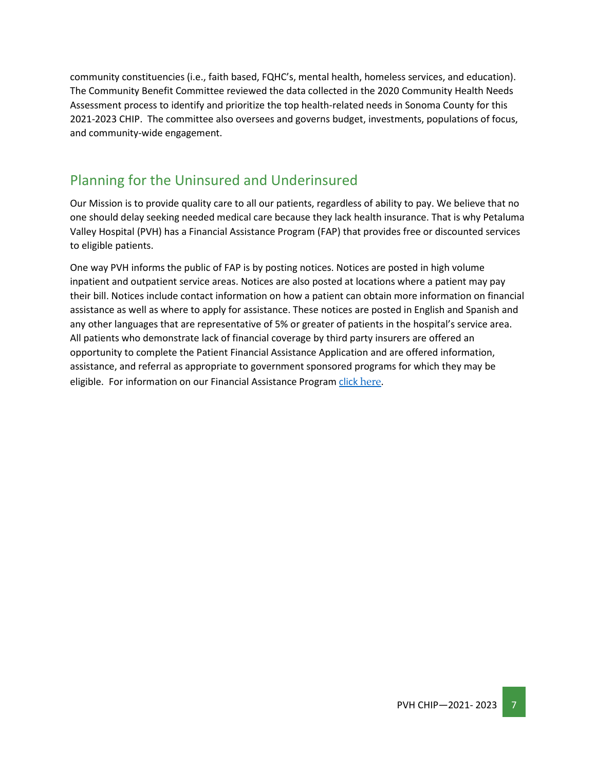community constituencies (i.e., faith based, FQHC's, mental health, homeless services, and education). The Community Benefit Committee reviewed the data collected in the 2020 Community Health Needs Assessment process to identify and prioritize the top health-related needs in Sonoma County for this 2021-2023 CHIP. The committee also oversees and governs budget, investments, populations of focus, and community-wide engagement.

## Planning for the Uninsured and Underinsured

Our Mission is to provide quality care to all our patients, regardless of ability to pay. We believe that no one should delay seeking needed medical care because they lack health insurance. That is why Petaluma Valley Hospital (PVH) has a Financial Assistance Program (FAP) that provides free or discounted services to eligible patients.

One way PVH informs the public of FAP is by posting notices. Notices are posted in high volume inpatient and outpatient service areas. Notices are also posted at locations where a patient may pay their bill. Notices include contact information on how a patient can obtain more information on financial assistance as well as where to apply for assistance. These notices are posted in English and Spanish and any other languages that are representative of 5% or greater of patients in the hospital's service area. All patients who demonstrate lack of financial coverage by third party insurers are offered an opportunity to complete the Patient Financial Assistance Application and are offered information, assistance, and referral as appropriate to government sponsored programs for which they may be eligible. For information on our Financial Assistance Program click here.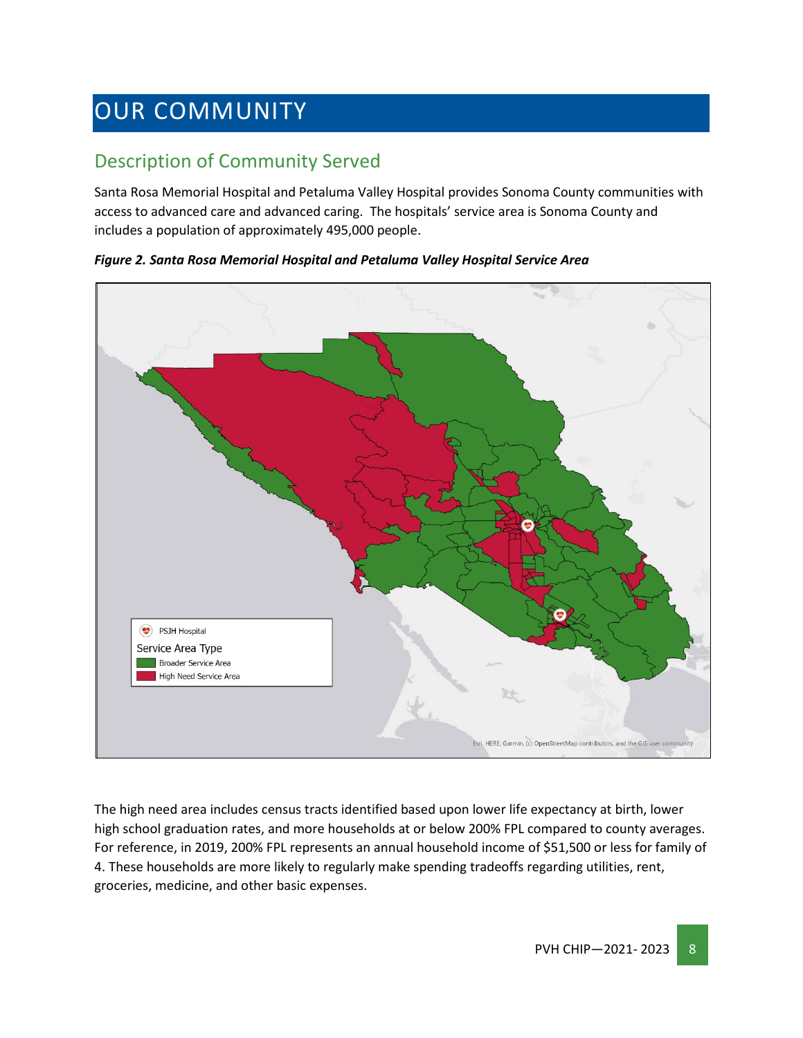# OUR COMMUNITY

## Description of Community Served

Santa Rosa Memorial Hospital and Petaluma Valley Hospital provides Sonoma County communities with access to advanced care and advanced caring. The hospitals' service area is Sonoma County and includes a population of approximately 495,000 people.

***Figure 2. Santa Rosa Memorial Hospital and Petaluma Valley Hospital Service Area***

The high need area includes census tracts identified based upon lower life expectancy at birth, lower high school graduation rates, and more households at or below 200% FPL compared to county averages. For reference, in 2019, 200% FPL represents an annual household income of $51,500 or less for family of 4. These households are more likely to regularly make spending tradeoffs regarding utilities, rent, groceries, medicine, and other basic expenses.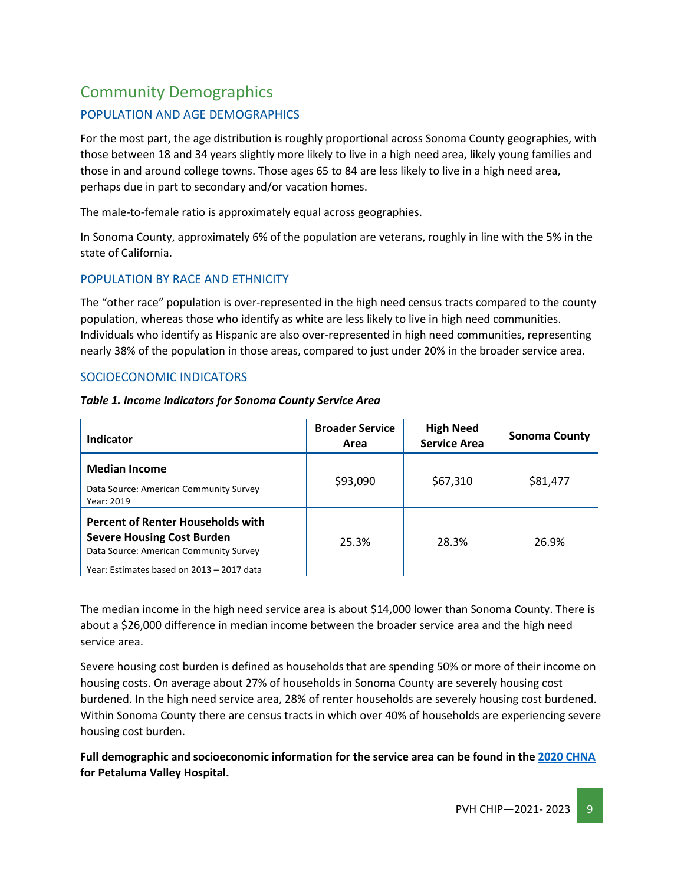## Community Demographics

### POPULATION AND AGE DEMOGRAPHICS

For the most part, the age distribution is roughly proportional across Sonoma County geographies, with those between 18 and 34 years slightly more likely to live in a high need area, likely young families and those in and around college towns. Those ages 65 to 84 are less likely to live in a high need area, perhaps due in part to secondary and/or vacation homes.

The male-to-female ratio is approximately equal across geographies.

In Sonoma County, approximately 6% of the population are veterans, roughly in line with the 5% in the state of California.

### POPULATION BY RACE AND ETHNICITY

The "other race" population is over-represented in the high need census tracts compared to the county population, whereas those who identify as white are less likely to live in high need communities. Individuals who identify as Hispanic are also over-represented in high need communities, representing nearly 38% of the population in those areas, compared to just under 20% in the broader service area.

### SOCIOECONOMIC INDICATORS

***Table 1. Income Indicators for Sonoma County Service Area***

| Indicator | Broader Service Area | High Need Service Area | Sonoma County |
|---|---|---|---|
| **Median Income**<br>Data Source: American Community Survey<br>Year: 2019 | $93,090 | $67,310 | $81,477 |
| **Percent of Renter Households with Severe Housing Cost Burden**<br>Data Source: American Community Survey<br>Year: Estimates based on 2013 – 2017 data | 25.3% | 28.3% | 26.9% |

The median income in the high need service area is about $14,000 lower than Sonoma County. There is about a $26,000 difference in median income between the broader service area and the high need service area.

Severe housing cost burden is defined as households that are spending 50% or more of their income on housing costs. On average about 27% of households in Sonoma County are severely housing cost burdened. In the high need service area, 28% of renter households are severely housing cost burdened. Within Sonoma County there are census tracts in which over 40% of households are experiencing severe housing cost burden.

**Full demographic and socioeconomic information for the service area can be found in the [2020 CHNA] for Petaluma Valley Hospital.**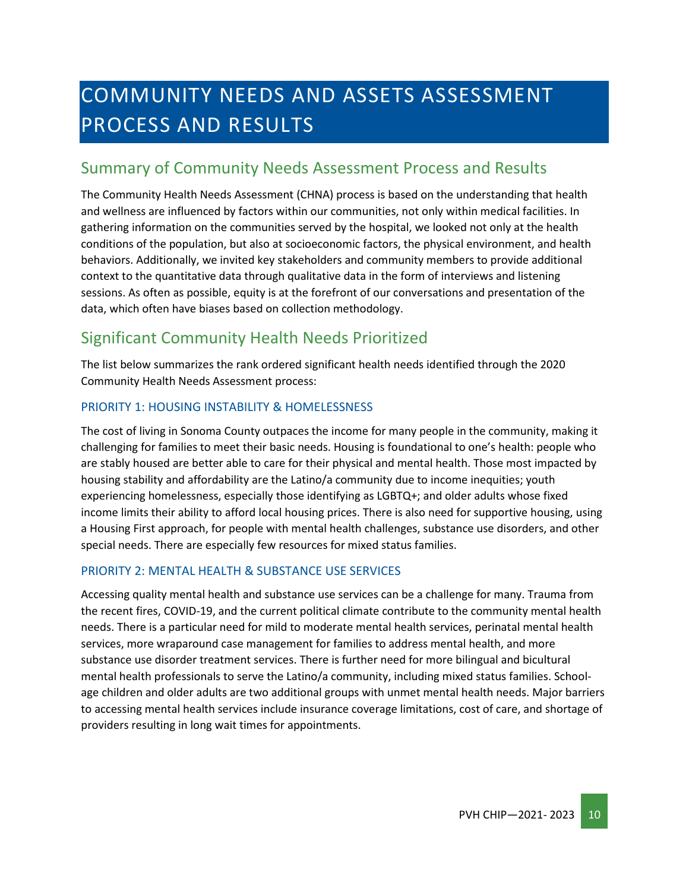# COMMUNITY NEEDS AND ASSETS ASSESSMENT PROCESS AND RESULTS

## Summary of Community Needs Assessment Process and Results

The Community Health Needs Assessment (CHNA) process is based on the understanding that health and wellness are influenced by factors within our communities, not only within medical facilities. In gathering information on the communities served by the hospital, we looked not only at the health conditions of the population, but also at socioeconomic factors, the physical environment, and health behaviors. Additionally, we invited key stakeholders and community members to provide additional context to the quantitative data through qualitative data in the form of interviews and listening sessions. As often as possible, equity is at the forefront of our conversations and presentation of the data, which often have biases based on collection methodology.

## Significant Community Health Needs Prioritized

The list below summarizes the rank ordered significant health needs identified through the 2020 Community Health Needs Assessment process:

### PRIORITY 1: HOUSING INSTABILITY & HOMELESSNESS

The cost of living in Sonoma County outpaces the income for many people in the community, making it challenging for families to meet their basic needs. Housing is foundational to one's health: people who are stably housed are better able to care for their physical and mental health. Those most impacted by housing stability and affordability are the Latino/a community due to income inequities; youth experiencing homelessness, especially those identifying as LGBTQ+; and older adults whose fixed income limits their ability to afford local housing prices. There is also need for supportive housing, using a Housing First approach, for people with mental health challenges, substance use disorders, and other special needs. There are especially few resources for mixed status families.

### PRIORITY 2: MENTAL HEALTH & SUBSTANCE USE SERVICES

Accessing quality mental health and substance use services can be a challenge for many. Trauma from the recent fires, COVID-19, and the current political climate contribute to the community mental health needs. There is a particular need for mild to moderate mental health services, perinatal mental health services, more wraparound case management for families to address mental health, and more substance use disorder treatment services. There is further need for more bilingual and bicultural mental health professionals to serve the Latino/a community, including mixed status families. School-age children and older adults are two additional groups with unmet mental health needs. Major barriers to accessing mental health services include insurance coverage limitations, cost of care, and shortage of providers resulting in long wait times for appointments.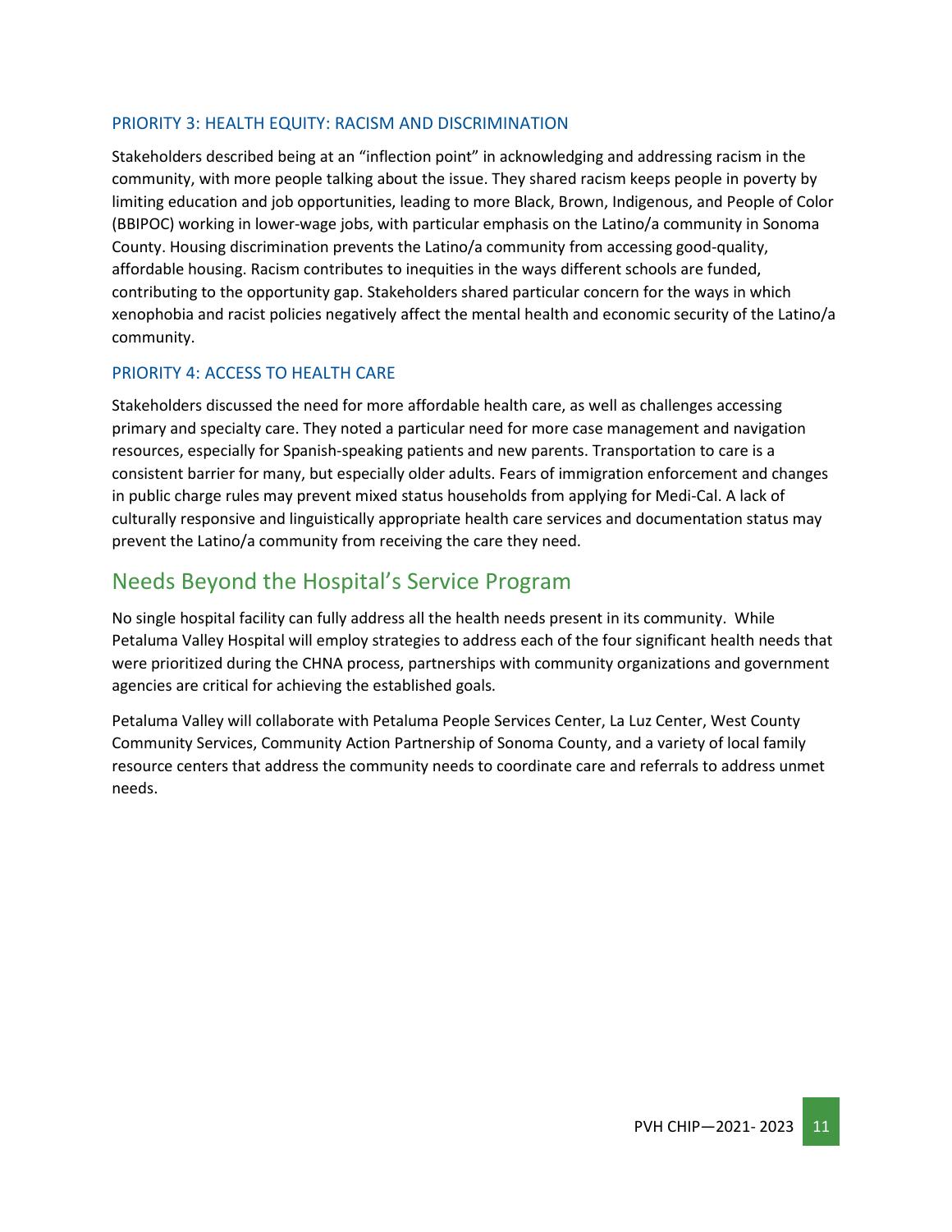### PRIORITY 3: HEALTH EQUITY: RACISM AND DISCRIMINATION

Stakeholders described being at an "inflection point" in acknowledging and addressing racism in the community, with more people talking about the issue. They shared racism keeps people in poverty by limiting education and job opportunities, leading to more Black, Brown, Indigenous, and People of Color (BBIPOC) working in lower-wage jobs, with particular emphasis on the Latino/a community in Sonoma County. Housing discrimination prevents the Latino/a community from accessing good-quality, affordable housing. Racism contributes to inequities in the ways different schools are funded, contributing to the opportunity gap. Stakeholders shared particular concern for the ways in which xenophobia and racist policies negatively affect the mental health and economic security of the Latino/a community.

### PRIORITY 4: ACCESS TO HEALTH CARE

Stakeholders discussed the need for more affordable health care, as well as challenges accessing primary and specialty care. They noted a particular need for more case management and navigation resources, especially for Spanish-speaking patients and new parents. Transportation to care is a consistent barrier for many, but especially older adults. Fears of immigration enforcement and changes in public charge rules may prevent mixed status households from applying for Medi-Cal. A lack of culturally responsive and linguistically appropriate health care services and documentation status may prevent the Latino/a community from receiving the care they need.

## Needs Beyond the Hospital's Service Program

No single hospital facility can fully address all the health needs present in its community. While Petaluma Valley Hospital will employ strategies to address each of the four significant health needs that were prioritized during the CHNA process, partnerships with community organizations and government agencies are critical for achieving the established goals.

Petaluma Valley will collaborate with Petaluma People Services Center, La Luz Center, West County Community Services, Community Action Partnership of Sonoma County, and a variety of local family resource centers that address the community needs to coordinate care and referrals to address unmet needs.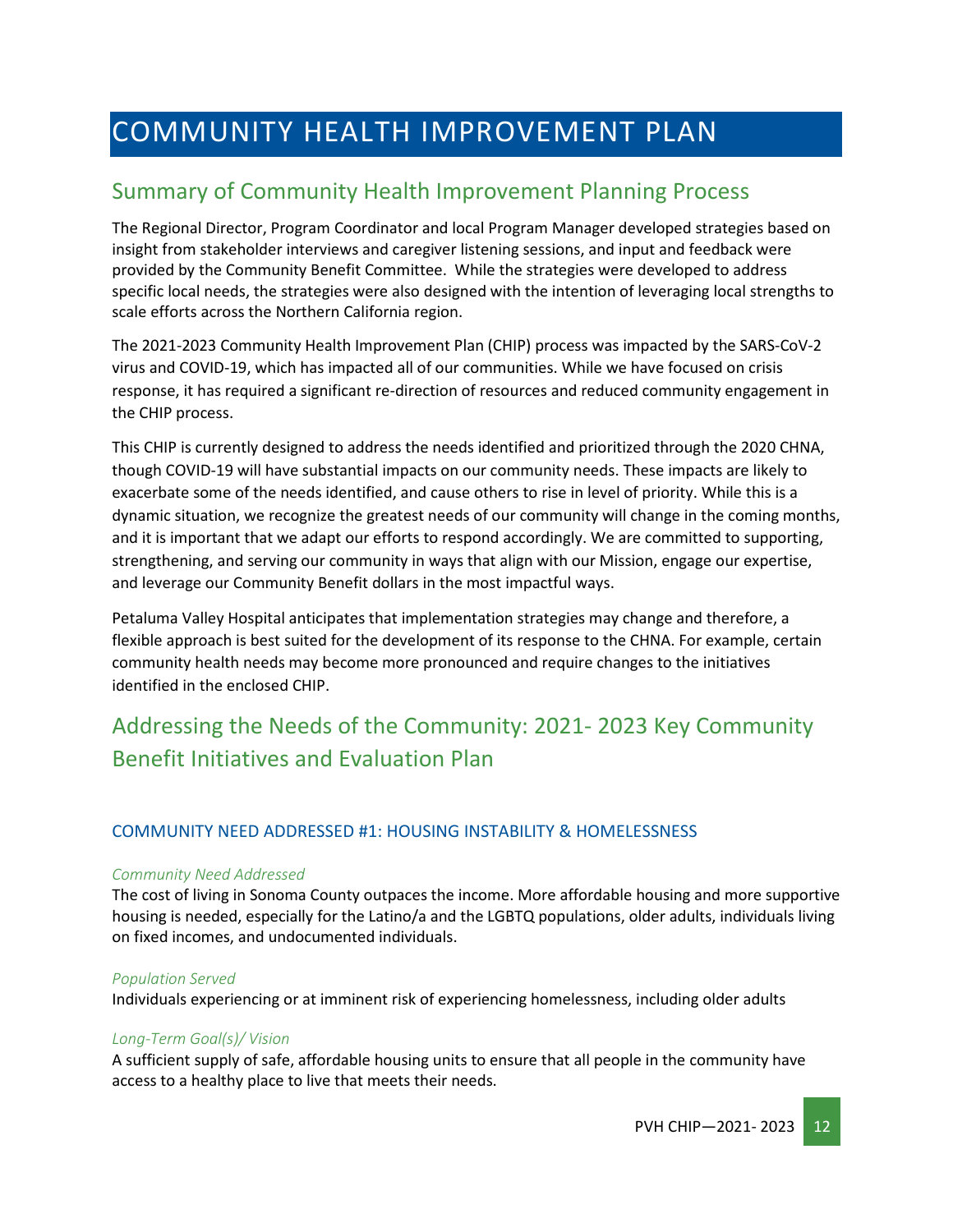# COMMUNITY HEALTH IMPROVEMENT PLAN

## Summary of Community Health Improvement Planning Process

The Regional Director, Program Coordinator and local Program Manager developed strategies based on insight from stakeholder interviews and caregiver listening sessions, and input and feedback were provided by the Community Benefit Committee. While the strategies were developed to address specific local needs, the strategies were also designed with the intention of leveraging local strengths to scale efforts across the Northern California region.

The 2021-2023 Community Health Improvement Plan (CHIP) process was impacted by the SARS-CoV-2 virus and COVID-19, which has impacted all of our communities. While we have focused on crisis response, it has required a significant re-direction of resources and reduced community engagement in the CHIP process.

This CHIP is currently designed to address the needs identified and prioritized through the 2020 CHNA, though COVID-19 will have substantial impacts on our community needs. These impacts are likely to exacerbate some of the needs identified, and cause others to rise in level of priority. While this is a dynamic situation, we recognize the greatest needs of our community will change in the coming months, and it is important that we adapt our efforts to respond accordingly. We are committed to supporting, strengthening, and serving our community in ways that align with our Mission, engage our expertise, and leverage our Community Benefit dollars in the most impactful ways.

Petaluma Valley Hospital anticipates that implementation strategies may change and therefore, a flexible approach is best suited for the development of its response to the CHNA. For example, certain community health needs may become more pronounced and require changes to the initiatives identified in the enclosed CHIP.

## Addressing the Needs of the Community: 2021- 2023 Key Community Benefit Initiatives and Evaluation Plan

### COMMUNITY NEED ADDRESSED #1: HOUSING INSTABILITY & HOMELESSNESS

*Community Need Addressed*

The cost of living in Sonoma County outpaces the income. More affordable housing and more supportive housing is needed, especially for the Latino/a and the LGBTQ populations, older adults, individuals living on fixed incomes, and undocumented individuals.

*Population Served*

Individuals experiencing or at imminent risk of experiencing homelessness, including older adults

*Long-Term Goal(s)/ Vision*

A sufficient supply of safe, affordable housing units to ensure that all people in the community have access to a healthy place to live that meets their needs.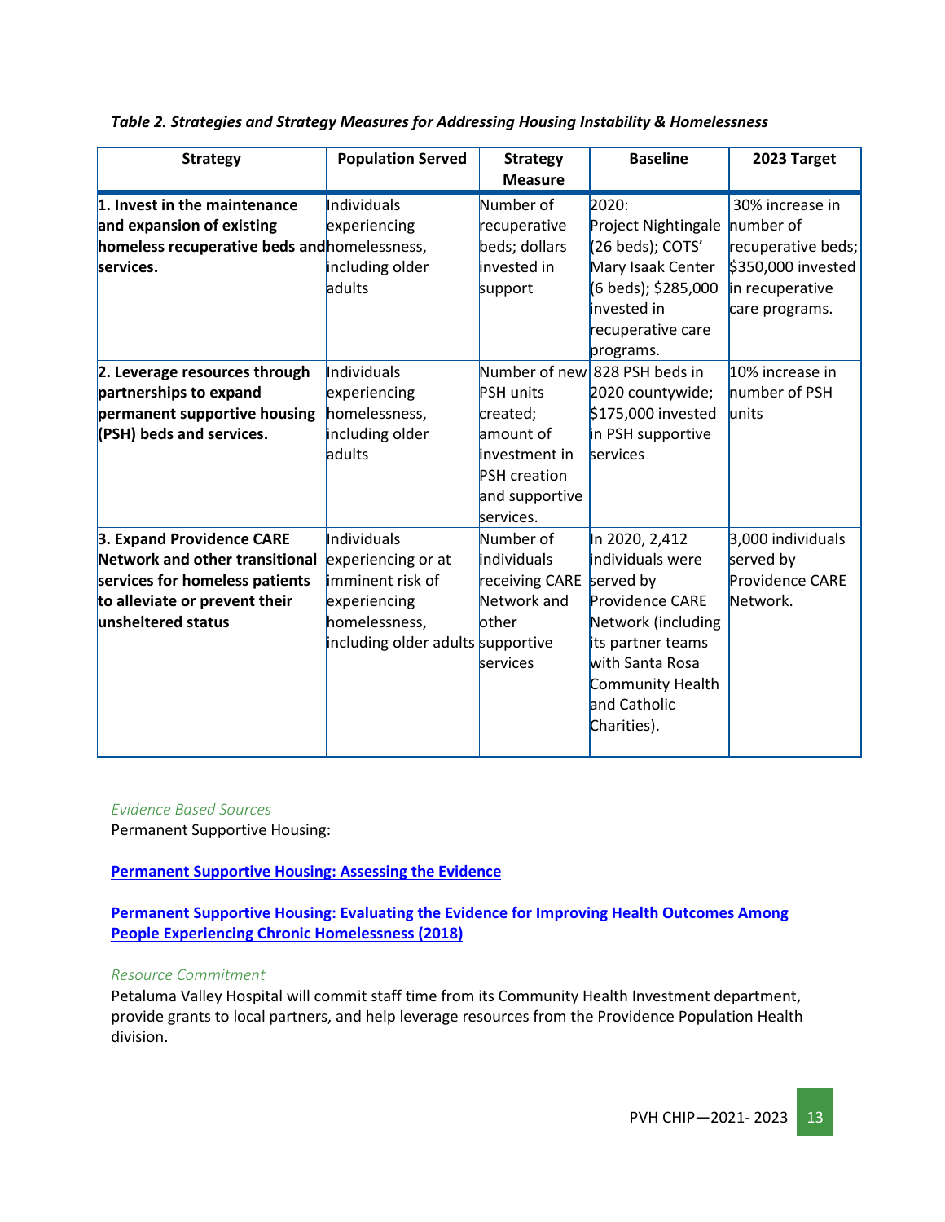*Table 2. Strategies and Strategy Measures for Addressing Housing Instability & Homelessness*

| Strategy | Population Served | Strategy Measure | Baseline | 2023 Target |
|---|---|---|---|---|
| **1. Invest in the maintenance and expansion of existing homeless recuperative beds and services.** | Individuals experiencing homelessness, including older adults | Number of recuperative beds; dollars invested in support | 2020: Project Nightingale (26 beds); COTS' Mary Isaak Center (6 beds); $285,000 invested in recuperative care programs. | 30% increase in number of recuperative beds; $350,000 invested in recuperative care programs. |
| **2. Leverage resources through partnerships to expand permanent supportive housing (PSH) beds and services.** | Individuals experiencing homelessness, including older adults | Number of new PSH units created; amount of investment in PSH creation and supportive services. | 828 PSH beds in 2020 countywide; $175,000 invested in PSH supportive services | 10% increase in number of PSH units |
| **3. Expand Providence CARE Network and other transitional services for homeless patients to alleviate or prevent their unsheltered status** | Individuals experiencing or at imminent risk of experiencing homelessness, including older adults | Number of individuals receiving CARE Network and other supportive services | In 2020, 2,412 individuals were served by Providence CARE Network (including its partner teams with Santa Rosa Community Health and Catholic Charities). | 3,000 individuals served by Providence CARE Network. |

*Evidence Based Sources*

Permanent Supportive Housing:

**Permanent Supportive Housing: Assessing the Evidence**

**Permanent Supportive Housing: Evaluating the Evidence for Improving Health Outcomes Among People Experiencing Chronic Homelessness (2018)**

*Resource Commitment*

Petaluma Valley Hospital will commit staff time from its Community Health Investment department, provide grants to local partners, and help leverage resources from the Providence Population Health division.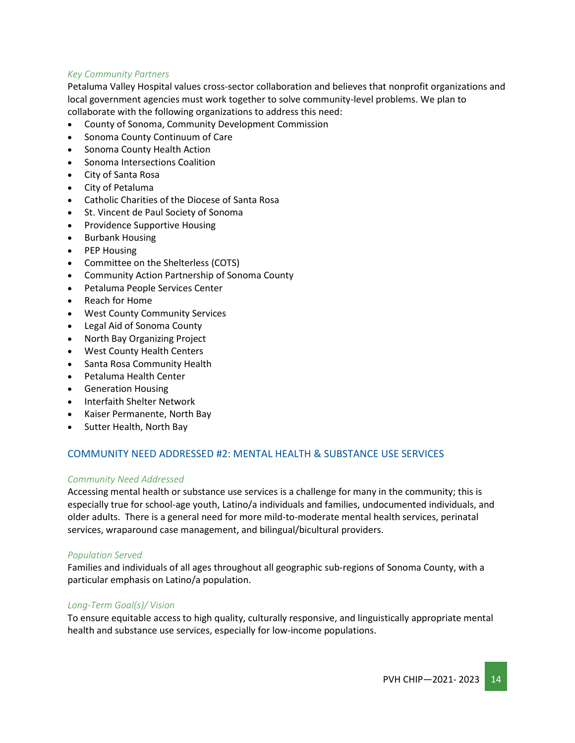*Key Community Partners*

Petaluma Valley Hospital values cross-sector collaboration and believes that nonprofit organizations and local government agencies must work together to solve community-level problems. We plan to collaborate with the following organizations to address this need:

- County of Sonoma, Community Development Commission
- Sonoma County Continuum of Care
- Sonoma County Health Action
- Sonoma Intersections Coalition
- City of Santa Rosa
- City of Petaluma
- Catholic Charities of the Diocese of Santa Rosa
- St. Vincent de Paul Society of Sonoma
- Providence Supportive Housing
- Burbank Housing
- PEP Housing
- Committee on the Shelterless (COTS)
- Community Action Partnership of Sonoma County
- Petaluma People Services Center
- Reach for Home
- West County Community Services
- Legal Aid of Sonoma County
- North Bay Organizing Project
- West County Health Centers
- Santa Rosa Community Health
- Petaluma Health Center
- Generation Housing
- Interfaith Shelter Network
- Kaiser Permanente, North Bay
- Sutter Health, North Bay

## COMMUNITY NEED ADDRESSED #2: MENTAL HEALTH & SUBSTANCE USE SERVICES

*Community Need Addressed*

Accessing mental health or substance use services is a challenge for many in the community; this is especially true for school-age youth, Latino/a individuals and families, undocumented individuals, and older adults. There is a general need for more mild-to-moderate mental health services, perinatal services, wraparound case management, and bilingual/bicultural providers.

*Population Served*

Families and individuals of all ages throughout all geographic sub-regions of Sonoma County, with a particular emphasis on Latino/a population.

*Long-Term Goal(s)/ Vision*

To ensure equitable access to high quality, culturally responsive, and linguistically appropriate mental health and substance use services, especially for low-income populations.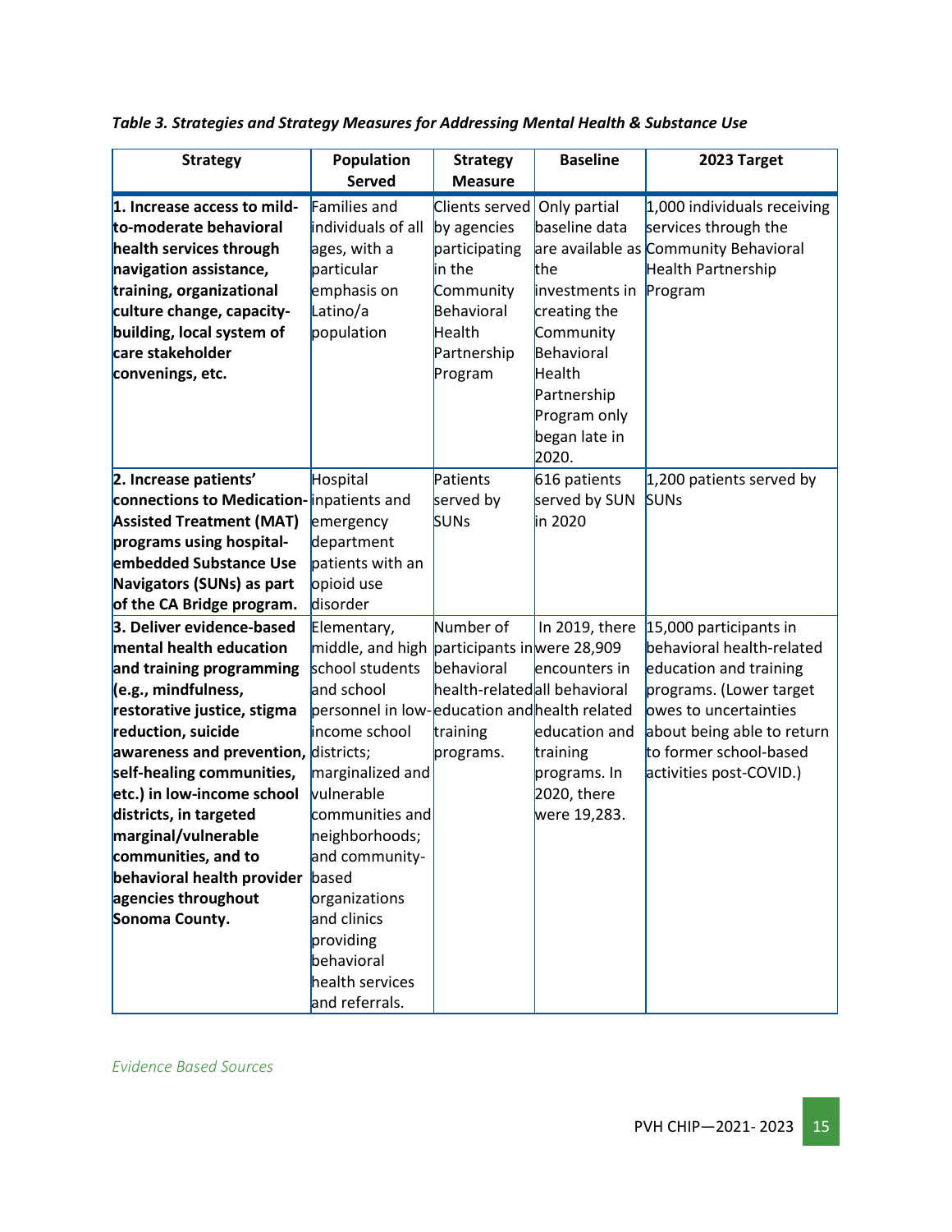*Table 3. Strategies and Strategy Measures for Addressing Mental Health & Substance Use*

| Strategy | Population Served | Strategy Measure | Baseline | 2023 Target |
|---|---|---|---|---|
| **1. Increase access to mild-to-moderate behavioral health services through navigation assistance, training, organizational culture change, capacity-building, local system of care stakeholder convenings, etc.** | Families and individuals of all ages, with a particular emphasis on Latino/a population | Clients served by agencies participating in the Community Behavioral Health Partnership Program | Only partial baseline data are available as the investments in creating the Community Behavioral Health Partnership Program only began late in 2020. | 1,000 individuals receiving services through the Community Behavioral Health Partnership Program |
| **2. Increase patients' connections to Medication-Assisted Treatment (MAT) programs using hospital-embedded Substance Use Navigators (SUNs) as part of the CA Bridge program.** | Hospital inpatients and emergency department patients with an opioid use disorder | Patients served by SUNs | 616 patients served by SUN in 2020 | 1,200 patients served by SUNs |
| **3. Deliver evidence-based mental health education and training programming (e.g., mindfulness, restorative justice, stigma reduction, suicide awareness and prevention, self-healing communities, etc.) in low-income school districts, in targeted marginal/vulnerable communities, and to behavioral health provider agencies throughout Sonoma County.** | Elementary, middle, and high school students and school personnel in low-income school districts; marginalized and vulnerable communities and neighborhoods; and community-based organizations and clinics providing behavioral health services and referrals. | Number of participants in behavioral health-related education and training programs. | In 2019, there were 28,909 encounters in all behavioral health related education and training programs. In 2020, there were 19,283. | 15,000 participants in behavioral health-related education and training programs. (Lower target owes to uncertainties about being able to return to former school-based activities post-COVID.) |

*Evidence Based Sources*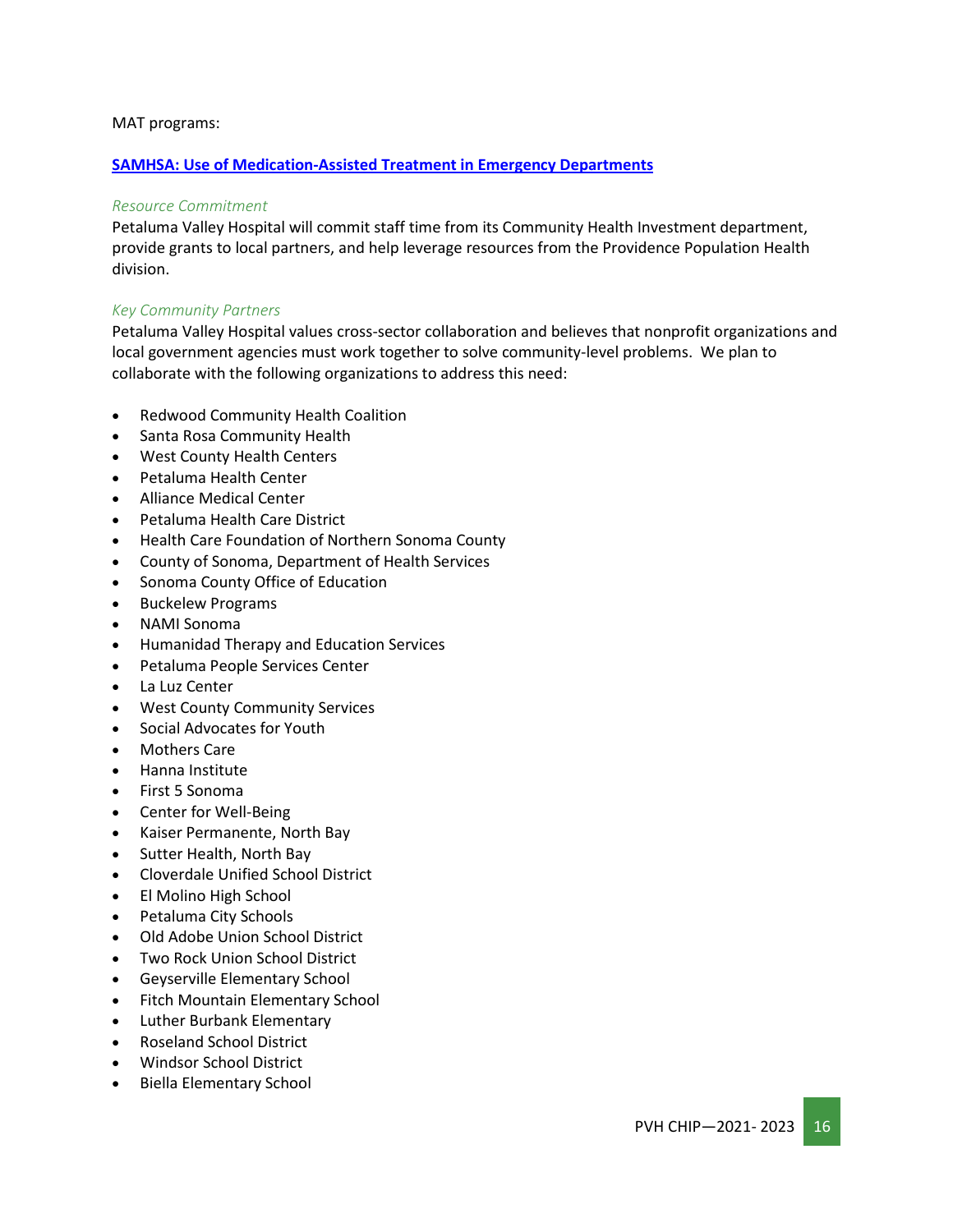MAT programs:

**[SAMHSA: Use of Medication-Assisted Treatment in Emergency Departments]()**

*Resource Commitment*

Petaluma Valley Hospital will commit staff time from its Community Health Investment department, provide grants to local partners, and help leverage resources from the Providence Population Health division.

*Key Community Partners*

Petaluma Valley Hospital values cross-sector collaboration and believes that nonprofit organizations and local government agencies must work together to solve community-level problems. We plan to collaborate with the following organizations to address this need:

- Redwood Community Health Coalition
- Santa Rosa Community Health
- West County Health Centers
- Petaluma Health Center
- Alliance Medical Center
- Petaluma Health Care District
- Health Care Foundation of Northern Sonoma County
- County of Sonoma, Department of Health Services
- Sonoma County Office of Education
- Buckelew Programs
- NAMI Sonoma
- Humanidad Therapy and Education Services
- Petaluma People Services Center
- La Luz Center
- West County Community Services
- Social Advocates for Youth
- Mothers Care
- Hanna Institute
- First 5 Sonoma
- Center for Well-Being
- Kaiser Permanente, North Bay
- Sutter Health, North Bay
- Cloverdale Unified School District
- El Molino High School
- Petaluma City Schools
- Old Adobe Union School District
- Two Rock Union School District
- Geyserville Elementary School
- Fitch Mountain Elementary School
- Luther Burbank Elementary
- Roseland School District
- Windsor School District
- Biella Elementary School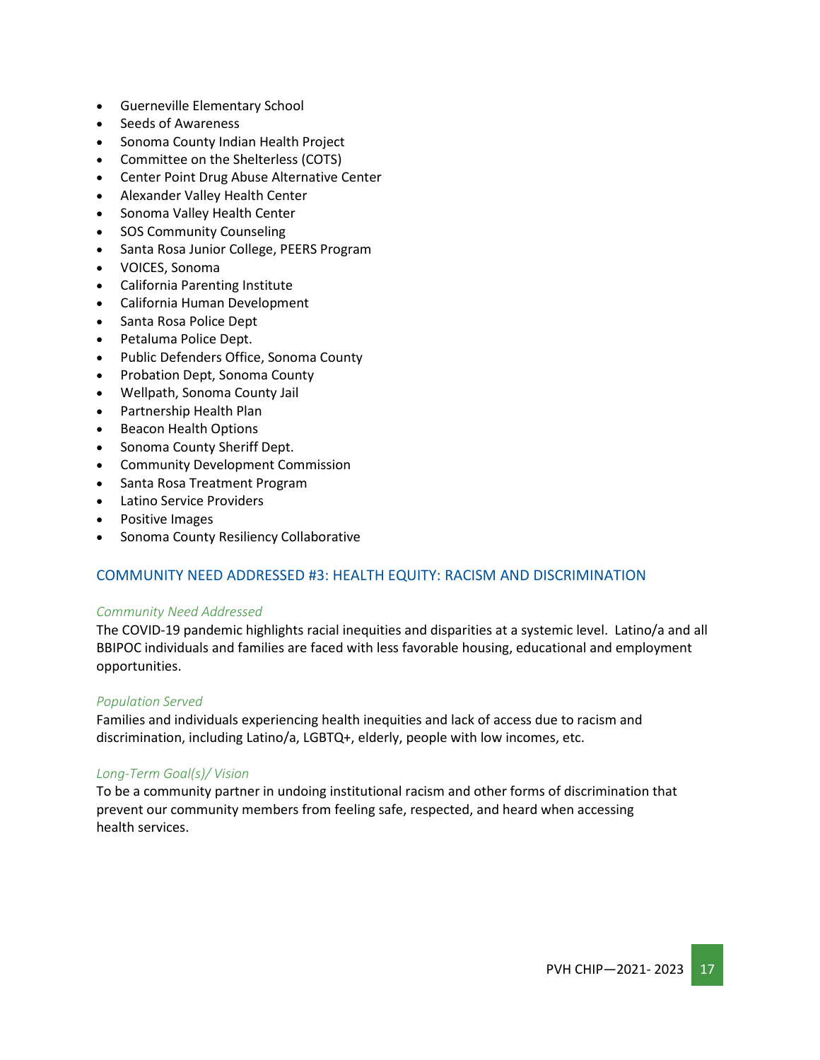- Guerneville Elementary School
- Seeds of Awareness
- Sonoma County Indian Health Project
- Committee on the Shelterless (COTS)
- Center Point Drug Abuse Alternative Center
- Alexander Valley Health Center
- Sonoma Valley Health Center
- SOS Community Counseling
- Santa Rosa Junior College, PEERS Program
- VOICES, Sonoma
- California Parenting Institute
- California Human Development
- Santa Rosa Police Dept
- Petaluma Police Dept.
- Public Defenders Office, Sonoma County
- Probation Dept, Sonoma County
- Wellpath, Sonoma County Jail
- Partnership Health Plan
- Beacon Health Options
- Sonoma County Sheriff Dept.
- Community Development Commission
- Santa Rosa Treatment Program
- Latino Service Providers
- Positive Images
- Sonoma County Resiliency Collaborative

## COMMUNITY NEED ADDRESSED #3: HEALTH EQUITY: RACISM AND DISCRIMINATION

*Community Need Addressed*

The COVID-19 pandemic highlights racial inequities and disparities at a systemic level. Latino/a and all BBIPOC individuals and families are faced with less favorable housing, educational and employment opportunities.

*Population Served*

Families and individuals experiencing health inequities and lack of access due to racism and discrimination, including Latino/a, LGBTQ+, elderly, people with low incomes, etc.

*Long-Term Goal(s)/ Vision*

To be a community partner in undoing institutional racism and other forms of discrimination that prevent our community members from feeling safe, respected, and heard when accessing health services.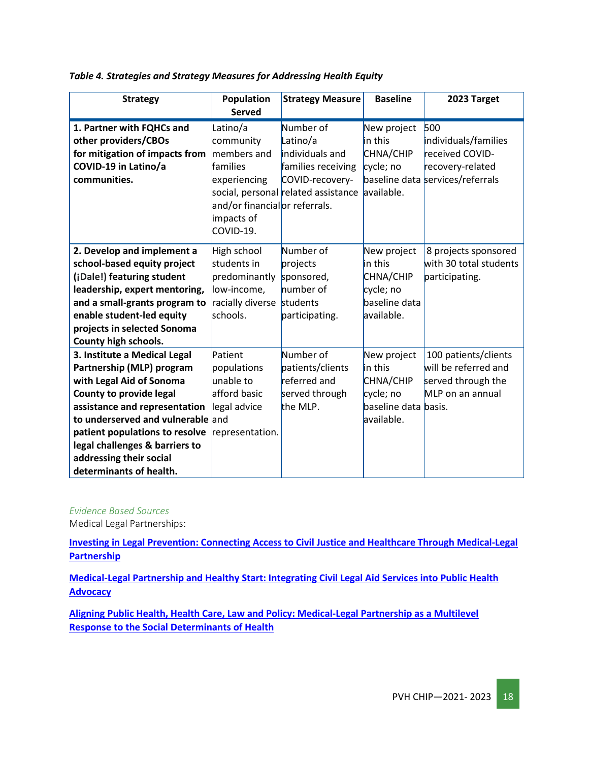*Table 4. Strategies and Strategy Measures for Addressing Health Equity*

| Strategy | Population Served | Strategy Measure | Baseline | 2023 Target |
|---|---|---|---|---|
| **1. Partner with FQHCs and other providers/CBOs for mitigation of impacts from COVID-19 in Latino/a communities.** | Latino/a community members and families experiencing social, personal and/or financial impacts of COVID-19. | Number of Latino/a individuals and families receiving COVID-recovery-related assistance or referrals. | New project in this CHNA/CHIP cycle; no baseline data available. | 500 individuals/families received COVID-recovery-related services/referrals |
| **2. Develop and implement a school-based equity project (¡Dale!) featuring student leadership, expert mentoring, and a small-grants program to enable student-led equity projects in selected Sonoma County high schools.** | High school students in predominantly low-income, racially diverse schools. | Number of projects sponsored, number of students participating. | New project in this CHNA/CHIP cycle; no baseline data available. | 8 projects sponsored with 30 total students participating. |
| **3. Institute a Medical Legal Partnership (MLP) program with Legal Aid of Sonoma County to provide legal assistance and representation to underserved and vulnerable patient populations to resolve legal challenges & barriers to addressing their social determinants of health.** | Patient populations unable to afford basic legal advice and representation. | Number of patients/clients referred and served through the MLP. | New project in this CHNA/CHIP cycle; no baseline data available. | 100 patients/clients will be referred and served through the MLP on an annual basis. |

*Evidence Based Sources*

Medical Legal Partnerships:

**Investing in Legal Prevention: Connecting Access to Civil Justice and Healthcare Through Medical-Legal Partnership**

**Medical-Legal Partnership and Healthy Start: Integrating Civil Legal Aid Services into Public Health Advocacy**

**Aligning Public Health, Health Care, Law and Policy: Medical-Legal Partnership as a Multilevel Response to the Social Determinants of Health**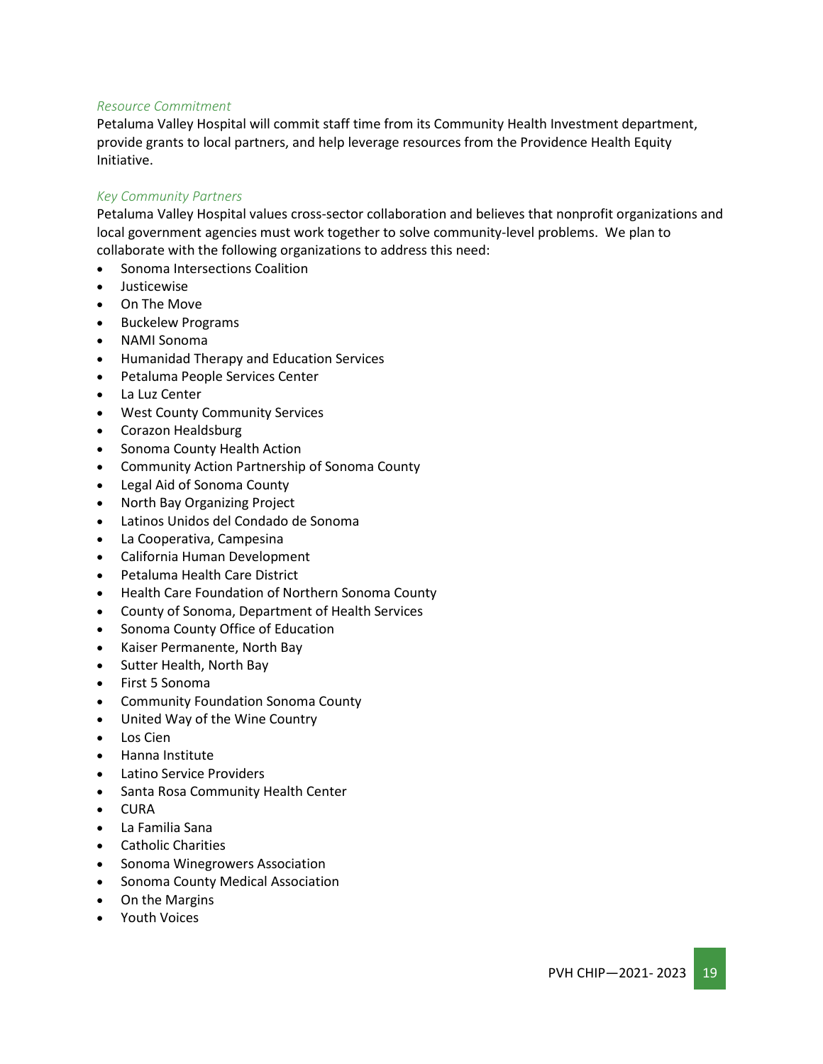*Resource Commitment*

Petaluma Valley Hospital will commit staff time from its Community Health Investment department, provide grants to local partners, and help leverage resources from the Providence Health Equity Initiative.

*Key Community Partners*

Petaluma Valley Hospital values cross-sector collaboration and believes that nonprofit organizations and local government agencies must work together to solve community-level problems. We plan to collaborate with the following organizations to address this need:

- Sonoma Intersections Coalition
- Justicewise
- On The Move
- Buckelew Programs
- NAMI Sonoma
- Humanidad Therapy and Education Services
- Petaluma People Services Center
- La Luz Center
- West County Community Services
- Corazon Healdsburg
- Sonoma County Health Action
- Community Action Partnership of Sonoma County
- Legal Aid of Sonoma County
- North Bay Organizing Project
- Latinos Unidos del Condado de Sonoma
- La Cooperativa, Campesina
- California Human Development
- Petaluma Health Care District
- Health Care Foundation of Northern Sonoma County
- County of Sonoma, Department of Health Services
- Sonoma County Office of Education
- Kaiser Permanente, North Bay
- Sutter Health, North Bay
- First 5 Sonoma
- Community Foundation Sonoma County
- United Way of the Wine Country
- Los Cien
- Hanna Institute
- Latino Service Providers
- Santa Rosa Community Health Center
- CURA
- La Familia Sana
- Catholic Charities
- Sonoma Winegrowers Association
- Sonoma County Medical Association
- On the Margins
- Youth Voices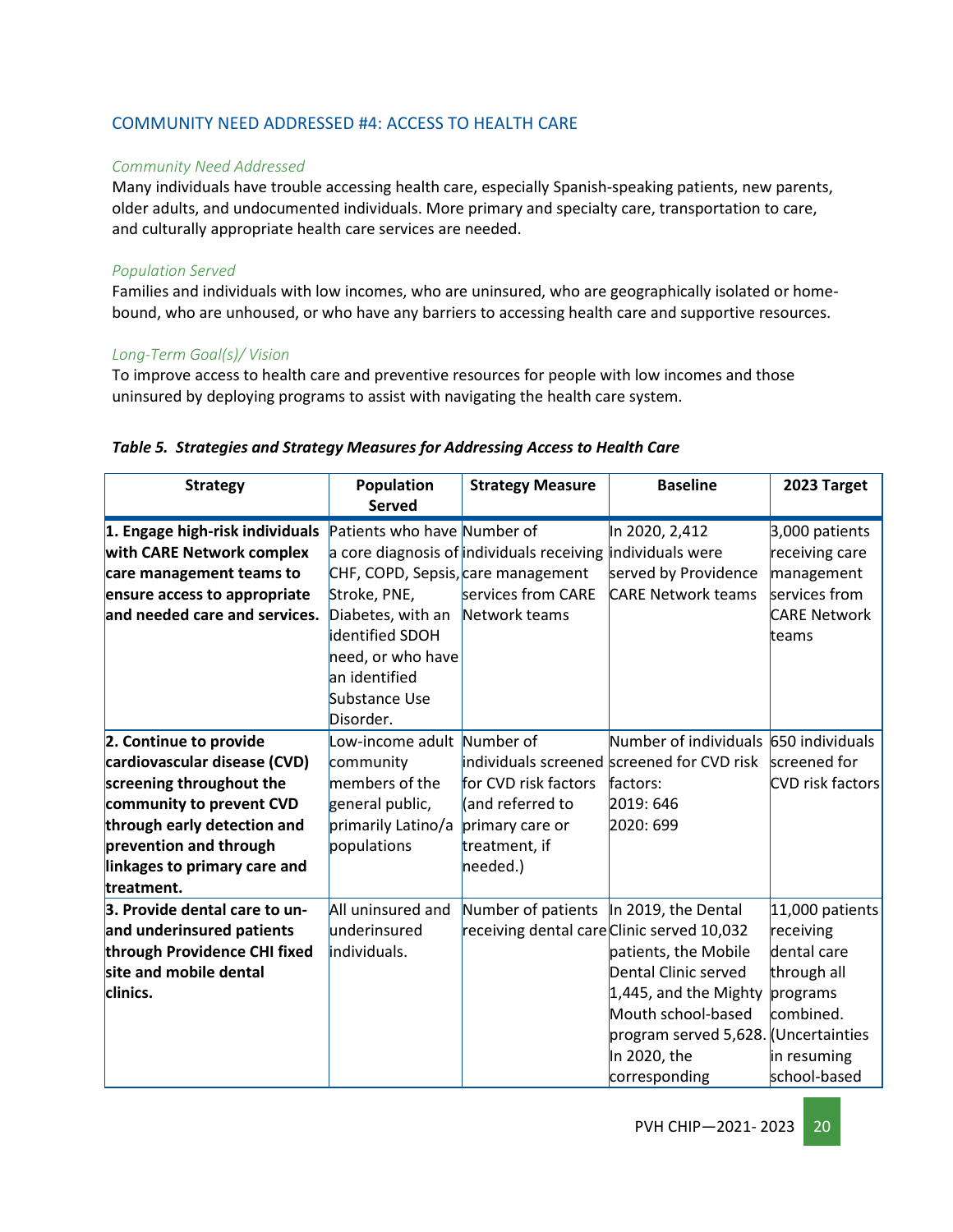## COMMUNITY NEED ADDRESSED #4: ACCESS TO HEALTH CARE

*Community Need Addressed*

Many individuals have trouble accessing health care, especially Spanish-speaking patients, new parents, older adults, and undocumented individuals. More primary and specialty care, transportation to care, and culturally appropriate health care services are needed.

*Population Served*

Families and individuals with low incomes, who are uninsured, who are geographically isolated or home-bound, who are unhoused, or who have any barriers to accessing health care and supportive resources.

*Long-Term Goal(s)/ Vision*

To improve access to health care and preventive resources for people with low incomes and those uninsured by deploying programs to assist with navigating the health care system.

***Table 5. Strategies and Strategy Measures for Addressing Access to Health Care***

| Strategy | Population Served | Strategy Measure | Baseline | 2023 Target |
|---|---|---|---|---|
| **1. Engage high-risk individuals with CARE Network complex care management teams to ensure access to appropriate and needed care and services.** | Patients who have a core diagnosis of CHF, COPD, Sepsis, Stroke, PNE, Diabetes, with an identified SDOH need, or who have an identified Substance Use Disorder. | Number of individuals receiving care management services from CARE Network teams | In 2020, 2,412 individuals were served by Providence CARE Network teams | 3,000 patients receiving care management services from CARE Network teams |
| **2. Continue to provide cardiovascular disease (CVD) screening throughout the community to prevent CVD through early detection and prevention and through linkages to primary care and treatment.** | Low-income adult community members of the general public, primarily Latino/a populations | Number of individuals screened for CVD risk factors (and referred to primary care or treatment, if needed.) | Number of individuals screened for CVD risk factors:<br>2019: 646<br>2020: 699 | 650 individuals screened for CVD risk factors |
| **3. Provide dental care to un- and underinsured patients through Providence CHI fixed site and mobile dental clinics.** | All uninsured and underinsured individuals. | Number of patients receiving dental care | In 2019, the Dental Clinic served 10,032 patients, the Mobile Dental Clinic served 1,445, and the Mighty Mouth school-based program served 5,628. In 2020, the corresponding | 11,000 patients receiving dental care through all programs combined. (Uncertainties in resuming school-based |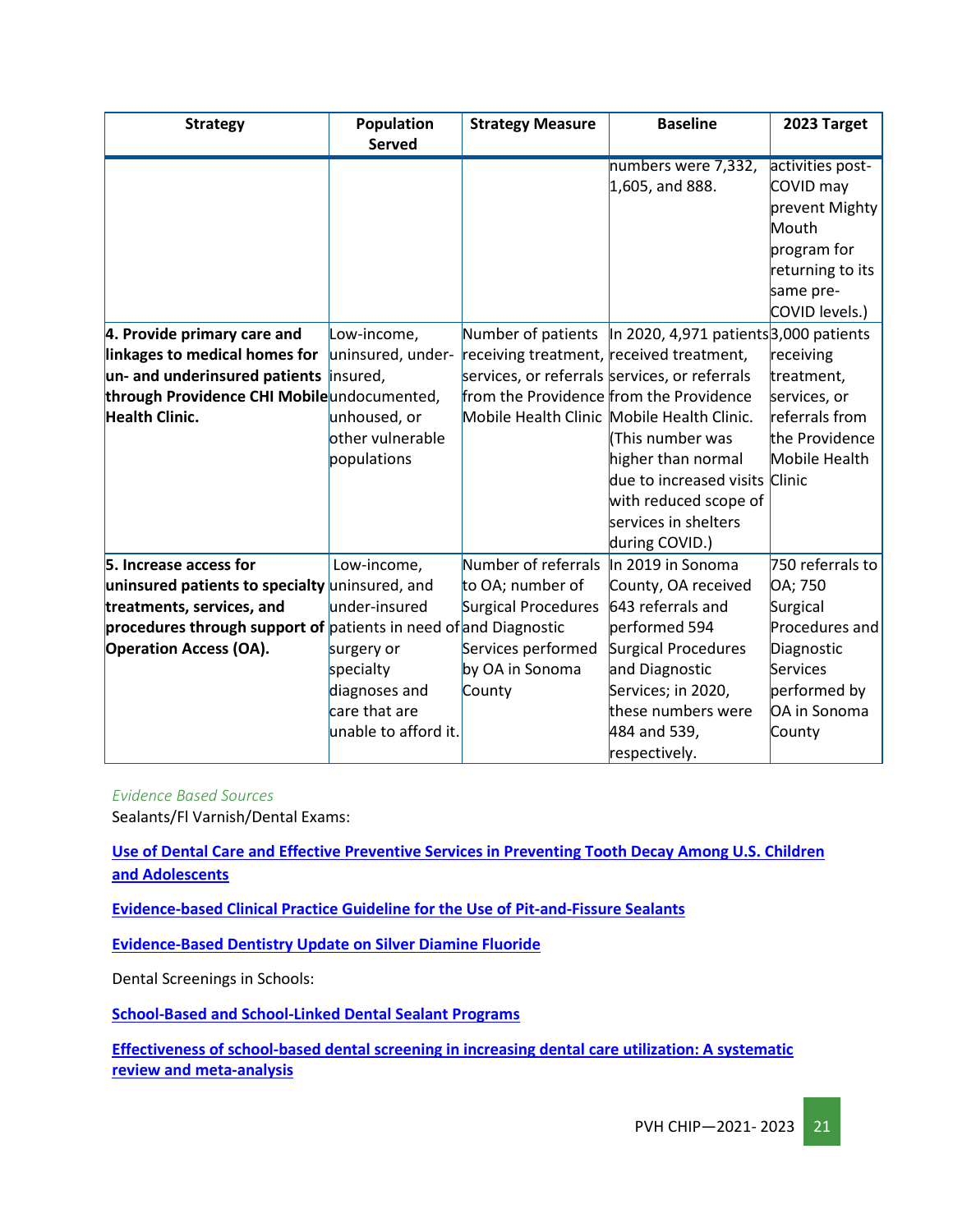| Strategy | Population Served | Strategy Measure | Baseline | 2023 Target |
|---|---|---|---|---|
| | | | numbers were 7,332, 1,605, and 888. | activities post-COVID may prevent Mighty Mouth program for returning to its same pre-COVID levels.) |
| **4. Provide primary care and linkages to medical homes for un- and underinsured patients through Providence CHI Mobile Health Clinic.** | Low-income, uninsured, under-insured, undocumented, unhoused, or other vulnerable populations | Number of patients receiving treatment, services, or referrals from the Providence Mobile Health Clinic | In 2020, 4,971 patients received treatment, services, or referrals from the Providence Mobile Health Clinic. (This number was higher than normal due to increased visits with reduced scope of services in shelters during COVID.) | 3,000 patients receiving treatment, services, or referrals from the Providence Mobile Health Clinic |
| **5. Increase access for uninsured patients to specialty treatments, services, and procedures through support of Operation Access (OA).** | Low-income, uninsured, and under-insured patients in need of surgery or specialty diagnoses and care that are unable to afford it. | Number of referrals to OA; number of Surgical Procedures and Diagnostic Services performed by OA in Sonoma County | In 2019 in Sonoma County, OA received 643 referrals and performed 594 Surgical Procedures and Diagnostic Services; in 2020, these numbers were 484 and 539, respectively. | 750 referrals to OA; 750 Surgical Procedures and Diagnostic Services performed by OA in Sonoma County |

*Evidence Based Sources*

Sealants/Fl Varnish/Dental Exams:

**Use of Dental Care and Effective Preventive Services in Preventing Tooth Decay Among U.S. Children and Adolescents**

**Evidence-based Clinical Practice Guideline for the Use of Pit-and-Fissure Sealants**

**Evidence-Based Dentistry Update on Silver Diamine Fluoride**

Dental Screenings in Schools:

**School-Based and School-Linked Dental Sealant Programs**

**Effectiveness of school-based dental screening in increasing dental care utilization: A systematic review and meta-analysis**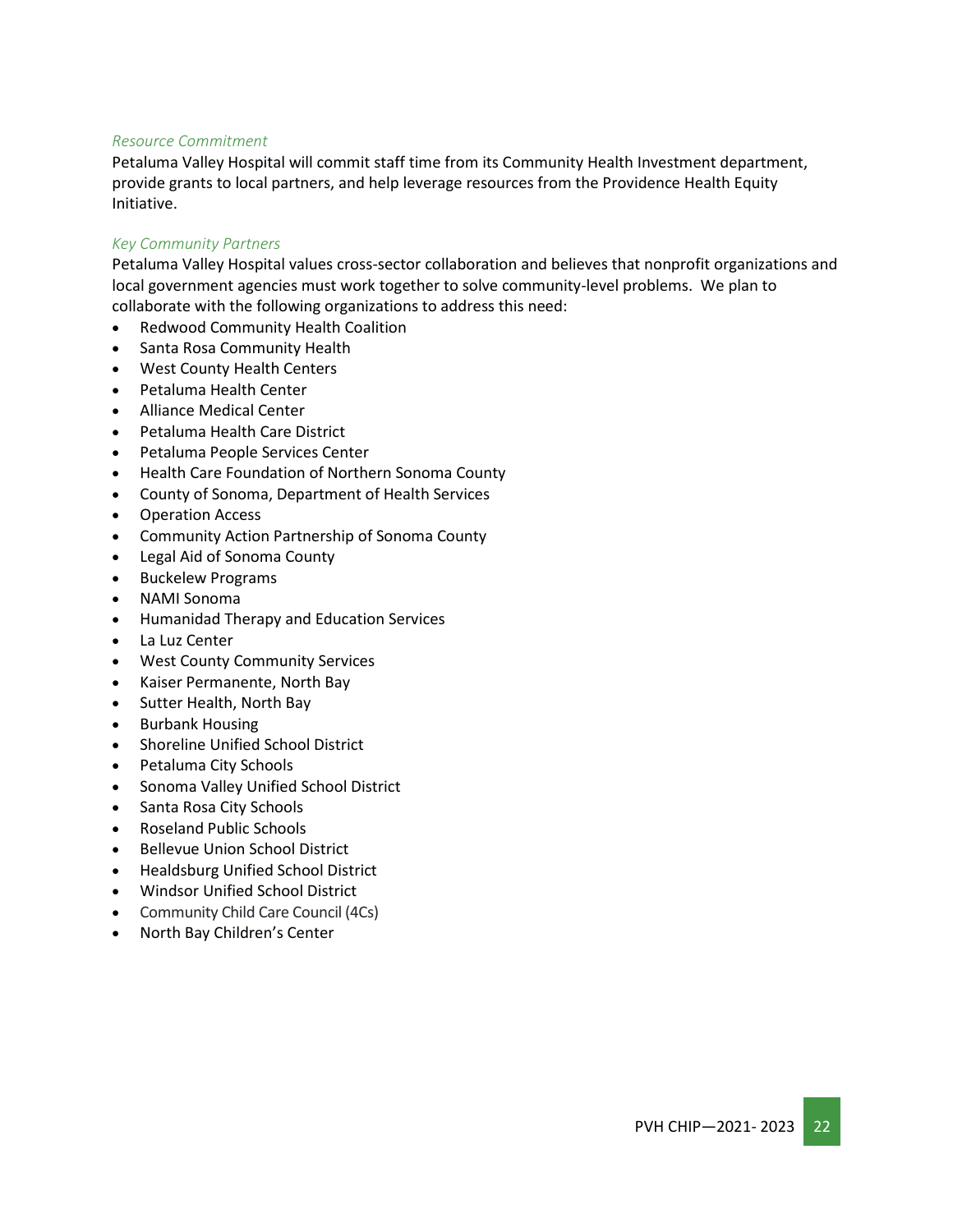*Resource Commitment*

Petaluma Valley Hospital will commit staff time from its Community Health Investment department, provide grants to local partners, and help leverage resources from the Providence Health Equity Initiative.

*Key Community Partners*

Petaluma Valley Hospital values cross-sector collaboration and believes that nonprofit organizations and local government agencies must work together to solve community-level problems. We plan to collaborate with the following organizations to address this need:

- Redwood Community Health Coalition
- Santa Rosa Community Health
- West County Health Centers
- Petaluma Health Center
- Alliance Medical Center
- Petaluma Health Care District
- Petaluma People Services Center
- Health Care Foundation of Northern Sonoma County
- County of Sonoma, Department of Health Services
- Operation Access
- Community Action Partnership of Sonoma County
- Legal Aid of Sonoma County
- Buckelew Programs
- NAMI Sonoma
- Humanidad Therapy and Education Services
- La Luz Center
- West County Community Services
- Kaiser Permanente, North Bay
- Sutter Health, North Bay
- Burbank Housing
- Shoreline Unified School District
- Petaluma City Schools
- Sonoma Valley Unified School District
- Santa Rosa City Schools
- Roseland Public Schools
- Bellevue Union School District
- Healdsburg Unified School District
- Windsor Unified School District
- Community Child Care Council (4Cs)
- North Bay Children's Center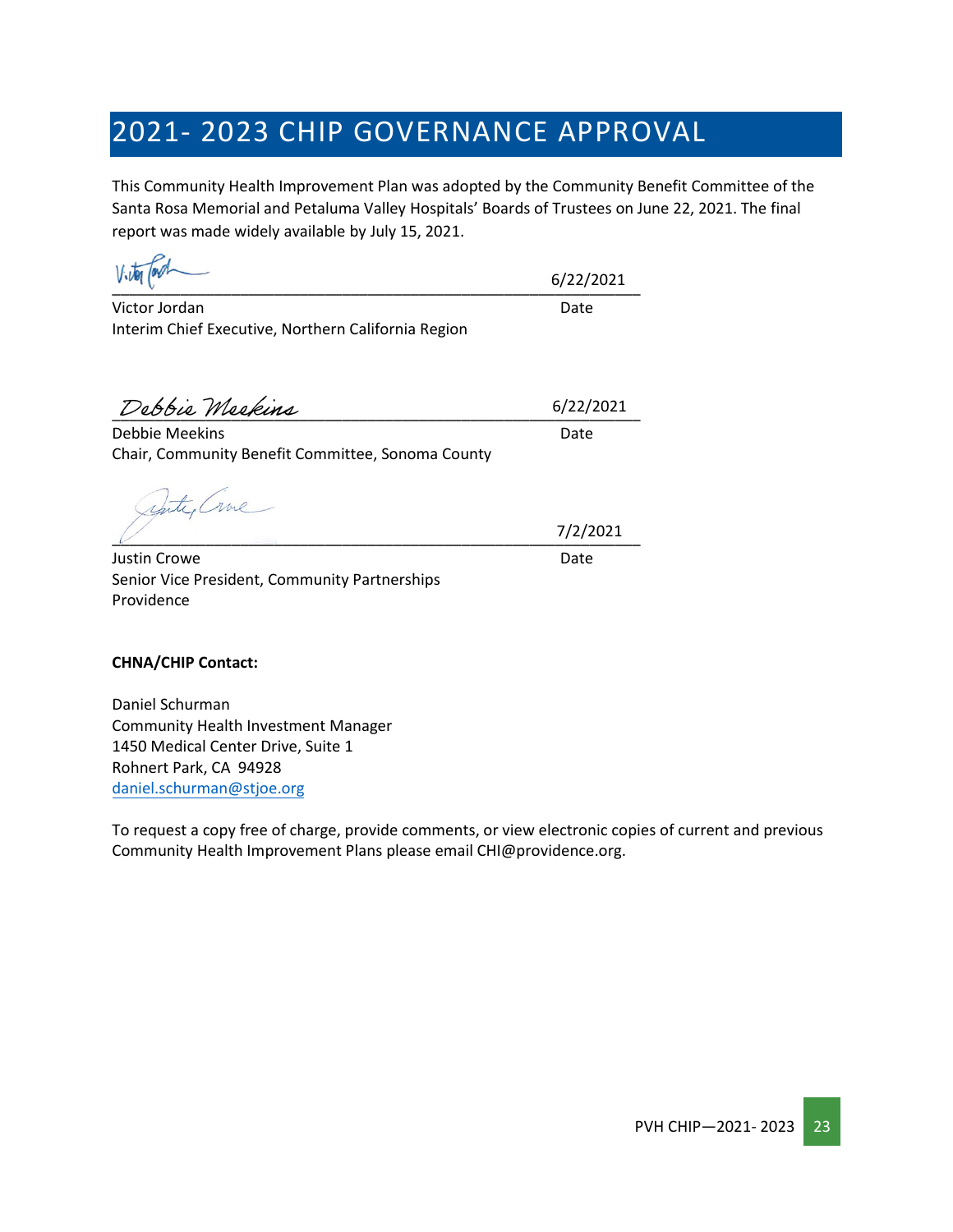# 2021- 2023 CHIP GOVERNANCE APPROVAL

This Community Health Improvement Plan was adopted by the Community Benefit Committee of the Santa Rosa Memorial and Petaluma Valley Hospitals' Boards of Trustees on June 22, 2021. The final report was made widely available by July 15, 2021.

_____________________________________________ 6/22/2021

Victor Jordan — Date

Interim Chief Executive, Northern California Region

_____________________________________________ 6/22/2021

Debbie Meekins — Date

Chair, Community Benefit Committee, Sonoma County

_____________________________________________ 7/2/2021

Justin Crowe — Date

Senior Vice President, Community Partnerships

Providence

**CHNA/CHIP Contact:**

Daniel Schurman
Community Health Investment Manager
1450 Medical Center Drive, Suite 1
Rohnert Park, CA 94928
daniel.schurman@stjoe.org

To request a copy free of charge, provide comments, or view electronic copies of current and previous Community Health Improvement Plans please email CHI@providence.org.